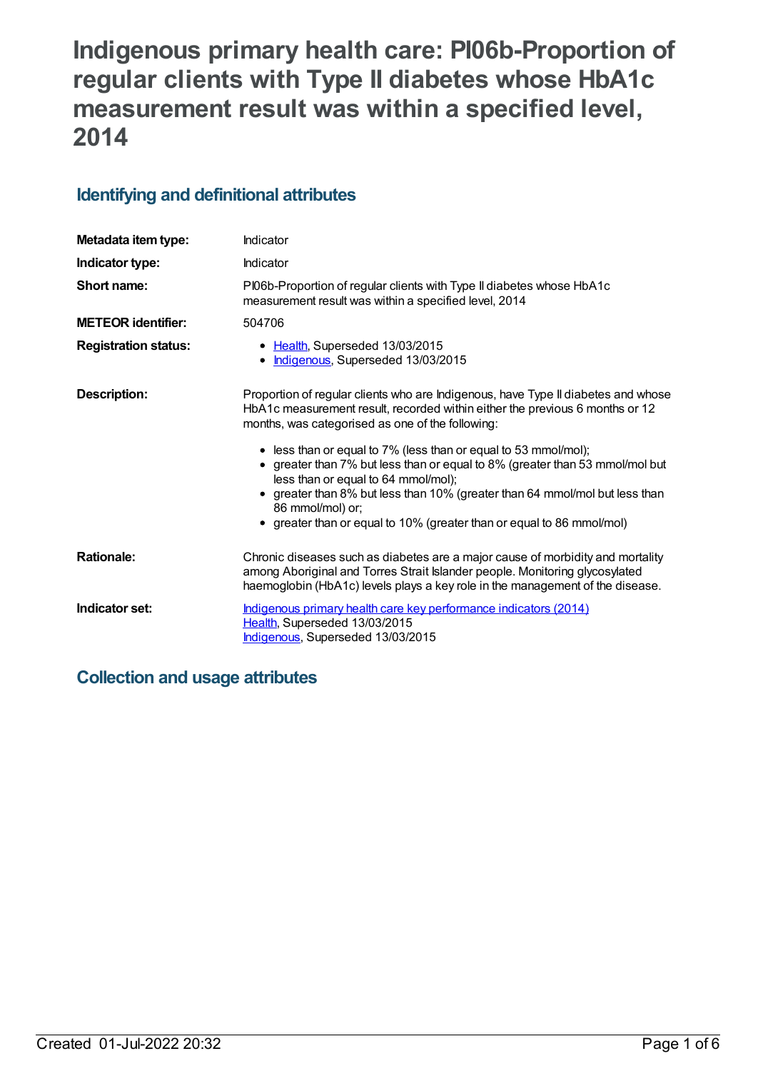# Indigenous primary health care: PI06b-Proportion of regular clients with Type II diabetes whose HbA1c measurement result was within a specified level, 2014

## Identifying and definitional attributes

| | |
|---|---|
| **Metadata item type:** | Indicator |
| **Indicator type:** | Indicator |
| **Short name:** | PI06b-Proportion of regular clients with Type II diabetes whose HbA1c measurement result was within a specified level, 2014 |
| **METEOR identifier:** | 504706 |
| **Registration status:** | • Health, Superseded 13/03/2015<br>• Indigenous, Superseded 13/03/2015 |
| **Description:** | Proportion of regular clients who are Indigenous, have Type II diabetes and whose HbA1c measurement result, recorded within either the previous 6 months or 12 months, was categorised as one of the following:<br>• less than or equal to 7% (less than or equal to 53 mmol/mol);<br>• greater than 7% but less than or equal to 8% (greater than 53 mmol/mol but less than or equal to 64 mmol/mol);<br>• greater than 8% but less than 10% (greater than 64 mmol/mol but less than 86 mmol/mol) or;<br>• greater than or equal to 10% (greater than or equal to 86 mmol/mol) |
| **Rationale:** | Chronic diseases such as diabetes are a major cause of morbidity and mortality among Aboriginal and Torres Strait Islander people. Monitoring glycosylated haemoglobin (HbA1c) levels plays a key role in the management of the disease. |
| **Indicator set:** | Indigenous primary health care key performance indicators (2014)<br>Health, Superseded 13/03/2015<br>Indigenous, Superseded 13/03/2015 |

## Collection and usage attributes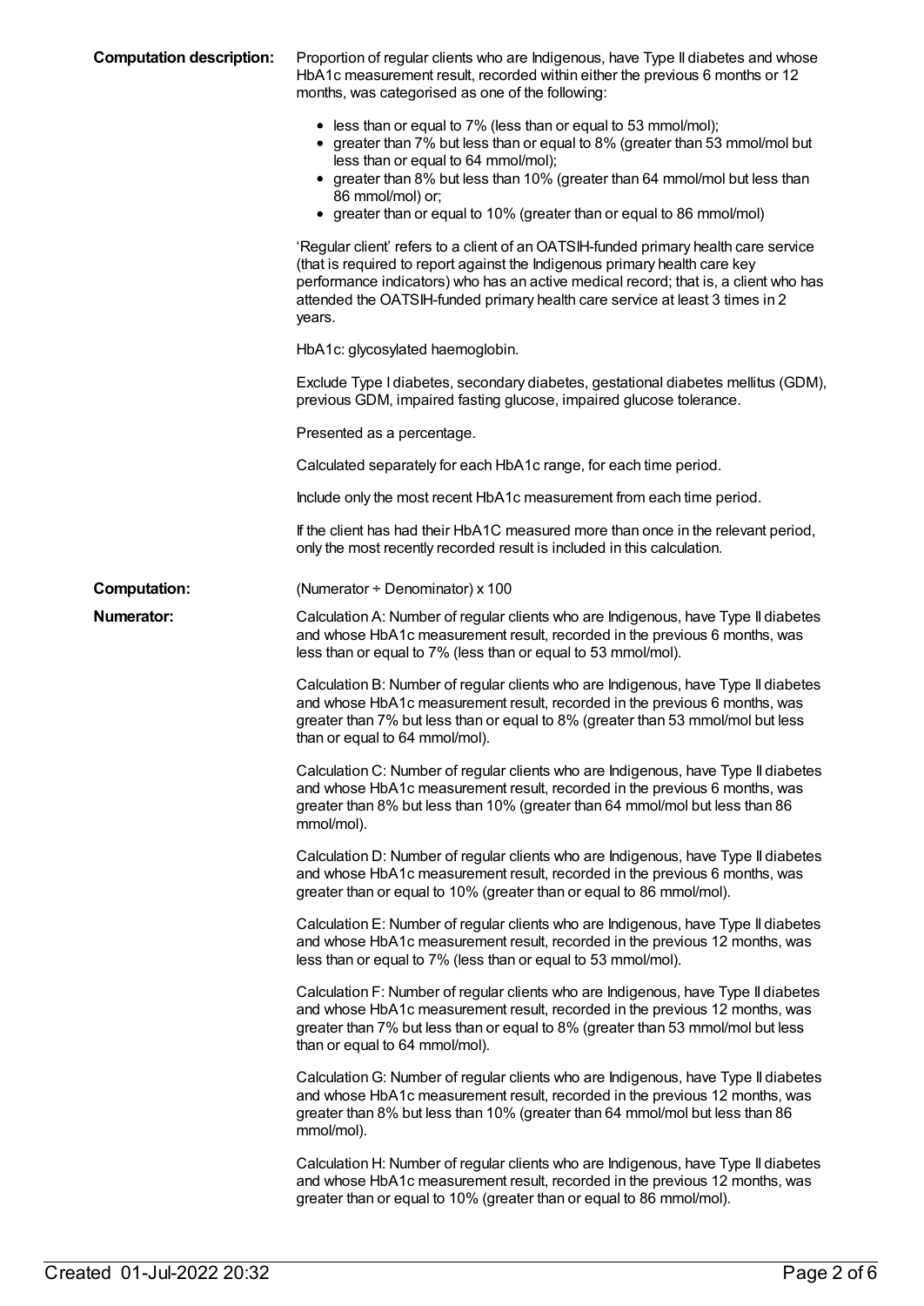**Computation description:** Proportion of regular clients who are Indigenous, have Type II diabetes and whose HbA1c measurement result, recorded within either the previous 6 months or 12 months, was categorised as one of the following:

- less than or equal to 7% (less than or equal to 53 mmol/mol);
- greater than 7% but less than or equal to 8% (greater than 53 mmol/mol but less than or equal to 64 mmol/mol);
- greater than 8% but less than 10% (greater than 64 mmol/mol but less than 86 mmol/mol) or;
- greater than or equal to 10% (greater than or equal to 86 mmol/mol)

'Regular client' refers to a client of an OATSIH-funded primary health care service (that is required to report against the Indigenous primary health care key performance indicators) who has an active medical record; that is, a client who has attended the OATSIH-funded primary health care service at least 3 times in 2 years.

HbA1c: glycosylated haemoglobin.

Exclude Type I diabetes, secondary diabetes, gestational diabetes mellitus (GDM), previous GDM, impaired fasting glucose, impaired glucose tolerance.

Presented as a percentage.

Calculated separately for each HbA1c range, for each time period.

Include only the most recent HbA1c measurement from each time period.

If the client has had their HbA1C measured more than once in the relevant period, only the most recently recorded result is included in this calculation.

**Computation:** (Numerator ÷ Denominator) x 100

**Numerator:** Calculation A: Number of regular clients who are Indigenous, have Type II diabetes and whose HbA1c measurement result, recorded in the previous 6 months, was less than or equal to 7% (less than or equal to 53 mmol/mol).

Calculation B: Number of regular clients who are Indigenous, have Type II diabetes and whose HbA1c measurement result, recorded in the previous 6 months, was greater than 7% but less than or equal to 8% (greater than 53 mmol/mol but less than or equal to 64 mmol/mol).

Calculation C: Number of regular clients who are Indigenous, have Type II diabetes and whose HbA1c measurement result, recorded in the previous 6 months, was greater than 8% but less than 10% (greater than 64 mmol/mol but less than 86 mmol/mol).

Calculation D: Number of regular clients who are Indigenous, have Type II diabetes and whose HbA1c measurement result, recorded in the previous 6 months, was greater than or equal to 10% (greater than or equal to 86 mmol/mol).

Calculation E: Number of regular clients who are Indigenous, have Type II diabetes and whose HbA1c measurement result, recorded in the previous 12 months, was less than or equal to 7% (less than or equal to 53 mmol/mol).

Calculation F: Number of regular clients who are Indigenous, have Type II diabetes and whose HbA1c measurement result, recorded in the previous 12 months, was greater than 7% but less than or equal to 8% (greater than 53 mmol/mol but less than or equal to 64 mmol/mol).

Calculation G: Number of regular clients who are Indigenous, have Type II diabetes and whose HbA1c measurement result, recorded in the previous 12 months, was greater than 8% but less than 10% (greater than 64 mmol/mol but less than 86 mmol/mol).

Calculation H: Number of regular clients who are Indigenous, have Type II diabetes and whose HbA1c measurement result, recorded in the previous 12 months, was greater than or equal to 10% (greater than or equal to 86 mmol/mol).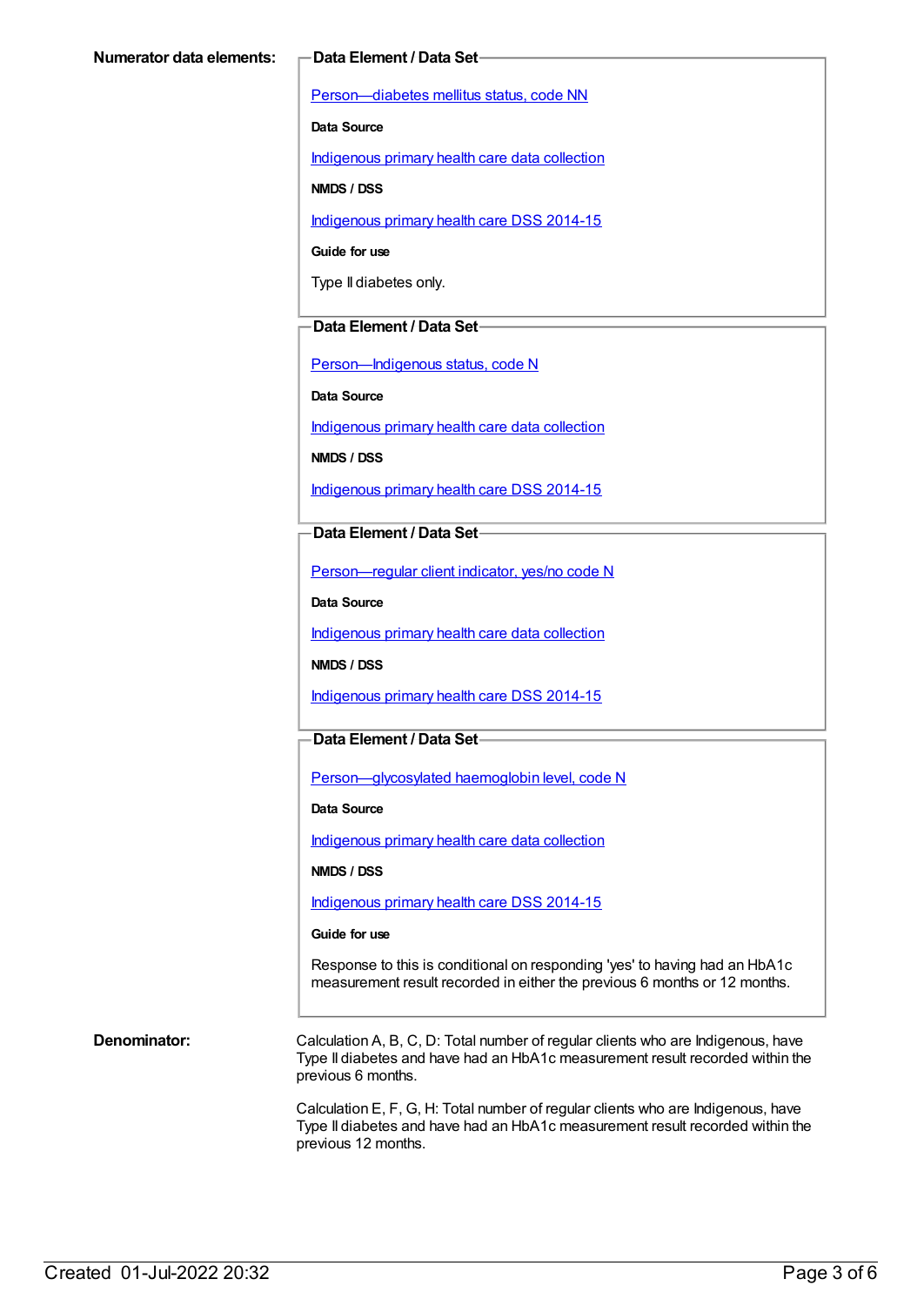**Numerator data elements:**

**Data Element / Data Set**

Person—diabetes mellitus status, code NN

**Data Source**

Indigenous primary health care data collection

**NMDS / DSS**

Indigenous primary health care DSS 2014-15

**Guide for use**

Type II diabetes only.

**Data Element / Data Set**

Person—Indigenous status, code N

**Data Source**

Indigenous primary health care data collection

**NMDS / DSS**

Indigenous primary health care DSS 2014-15

**Data Element / Data Set**

Person—regular client indicator, yes/no code N

**Data Source**

Indigenous primary health care data collection

**NMDS / DSS**

Indigenous primary health care DSS 2014-15

**Data Element / Data Set**

Person—glycosylated haemoglobin level, code N

**Data Source**

Indigenous primary health care data collection

**NMDS / DSS**

Indigenous primary health care DSS 2014-15

**Guide for use**

Response to this is conditional on responding 'yes' to having had an HbA1c measurement result recorded in either the previous 6 months or 12 months.

**Denominator:**

Calculation A, B, C, D: Total number of regular clients who are Indigenous, have Type II diabetes and have had an HbA1c measurement result recorded within the previous 6 months.

Calculation E, F, G, H: Total number of regular clients who are Indigenous, have Type II diabetes and have had an HbA1c measurement result recorded within the previous 12 months.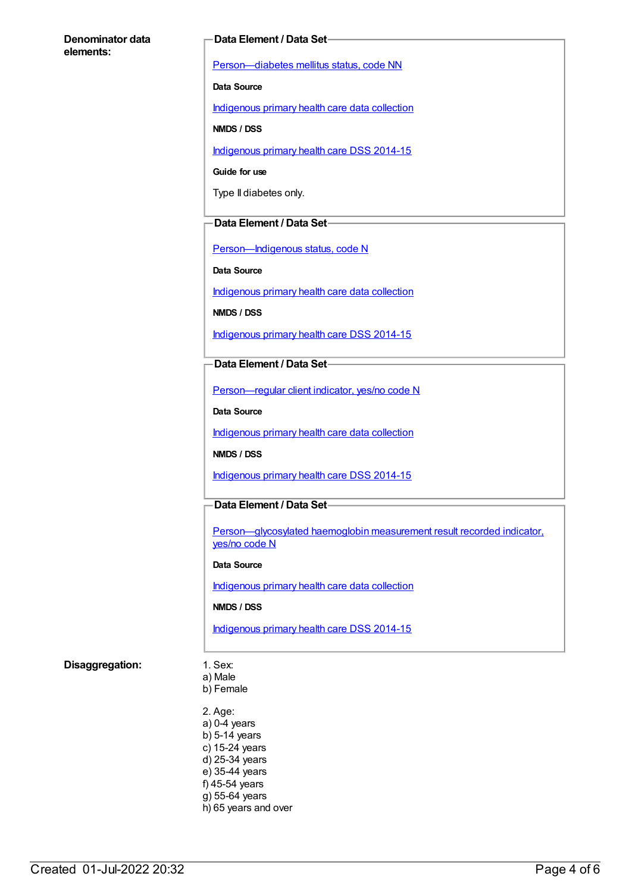**Denominator data elements:**

**Data Element / Data Set**

Person—diabetes mellitus status, code NN

**Data Source**

Indigenous primary health care data collection

**NMDS / DSS**

Indigenous primary health care DSS 2014-15

**Guide for use**

Type II diabetes only.

**Data Element / Data Set**

Person—Indigenous status, code N

**Data Source**

Indigenous primary health care data collection

**NMDS / DSS**

Indigenous primary health care DSS 2014-15

**Data Element / Data Set**

Person—regular client indicator, yes/no code N

**Data Source**

Indigenous primary health care data collection

**NMDS / DSS**

Indigenous primary health care DSS 2014-15

**Data Element / Data Set**

Person—glycosylated haemoglobin measurement result recorded indicator, yes/no code N

**Data Source**

Indigenous primary health care data collection

**NMDS / DSS**

Indigenous primary health care DSS 2014-15

**Disaggregation:**

1. Sex:
a) Male
b) Female

2. Age:
a) 0-4 years
b) 5-14 years
c) 15-24 years
d) 25-34 years
e) 35-44 years
f) 45-54 years
g) 55-64 years
h) 65 years and over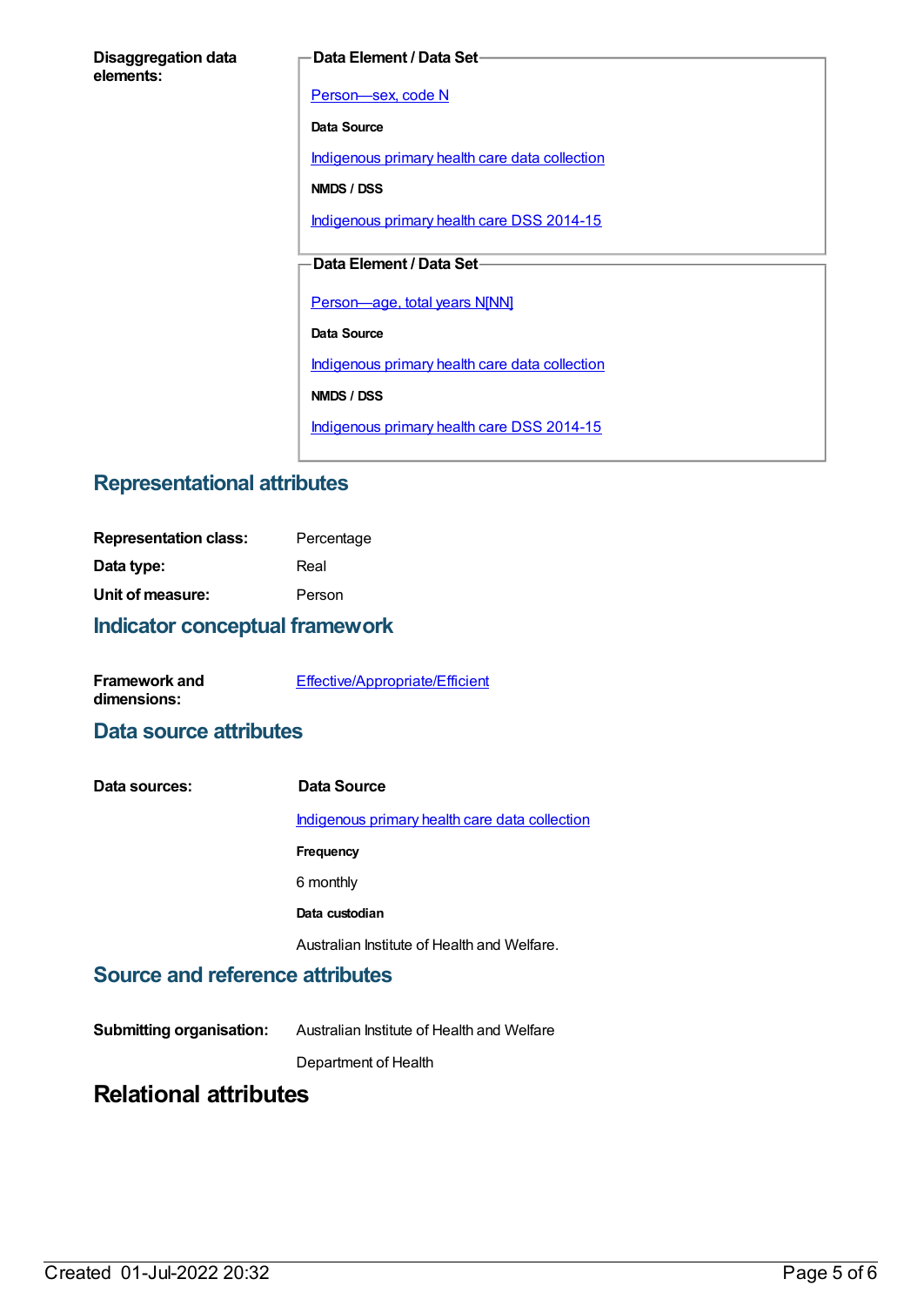**Disaggregation data elements:**

**Data Element / Data Set**

Person—sex, code N

**Data Source**

Indigenous primary health care data collection

**NMDS / DSS**

Indigenous primary health care DSS 2014-15

**Data Element / Data Set**

Person—age, total years N[NN]

**Data Source**

Indigenous primary health care data collection

**NMDS / DSS**

Indigenous primary health care DSS 2014-15

## Representational attributes

**Representation class:** Percentage

**Data type:** Real

**Unit of measure:** Person

## Indicator conceptual framework

**Framework and dimensions:** Effective/Appropriate/Efficient

## Data source attributes

**Data sources:**

**Data Source**

Indigenous primary health care data collection

**Frequency**

6 monthly

**Data custodian**

Australian Institute of Health and Welfare.

## Source and reference attributes

**Submitting organisation:** Australian Institute of Health and Welfare

Department of Health

# Relational attributes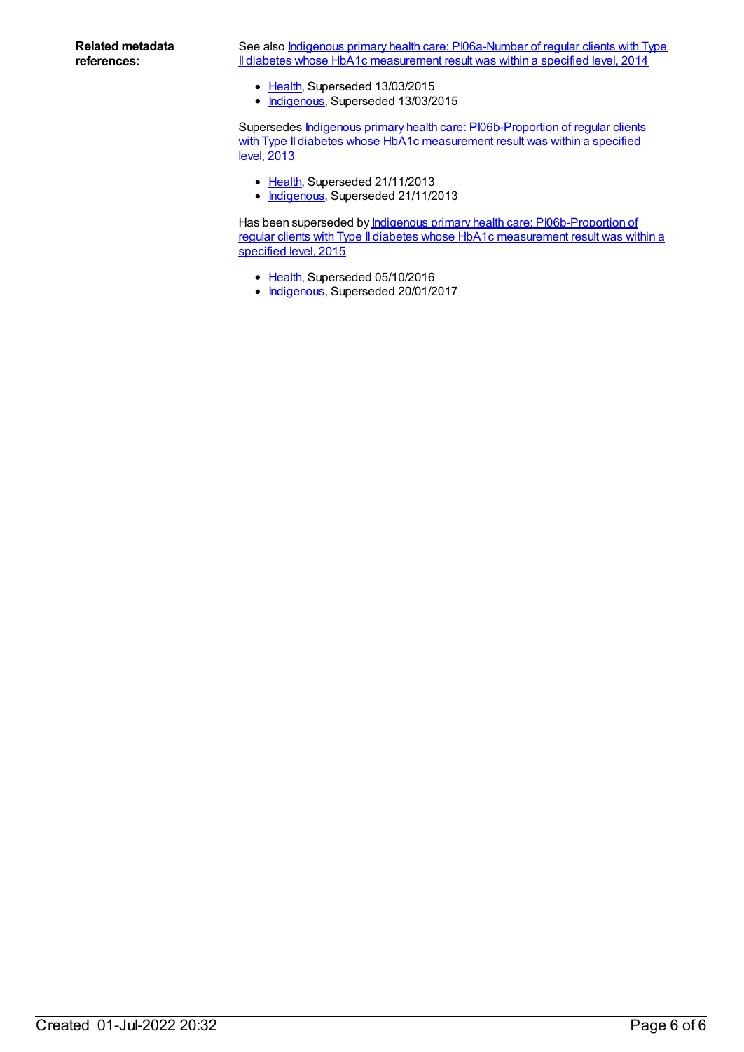**Related metadata references:**

See also Indigenous primary health care: PI06a-Number of regular clients with Type II diabetes whose HbA1c measurement result was within a specified level, 2014

- Health, Superseded 13/03/2015
- Indigenous, Superseded 13/03/2015

Supersedes Indigenous primary health care: PI06b-Proportion of regular clients with Type II diabetes whose HbA1c measurement result was within a specified level, 2013

- Health, Superseded 21/11/2013
- Indigenous, Superseded 21/11/2013

Has been superseded by Indigenous primary health care: PI06b-Proportion of regular clients with Type II diabetes whose HbA1c measurement result was within a specified level, 2015

- Health, Superseded 05/10/2016
- Indigenous, Superseded 20/01/2017